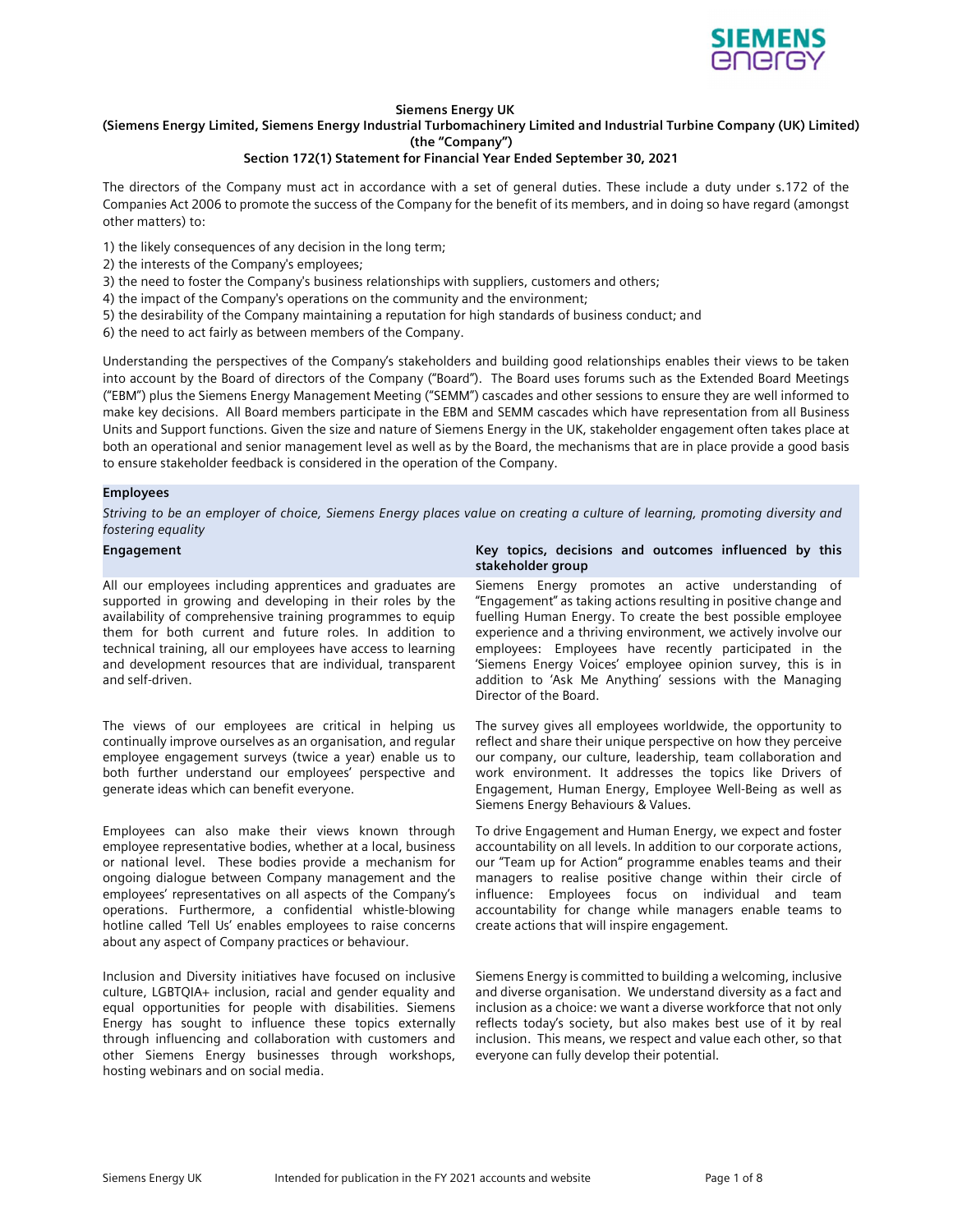# Siemens Energy UK

## (Siemens Energy Limited, Siemens Energy Industrial Turbomachinery Limited and Industrial Turbine Company (UK) Limited) (the "Company")

## Section 172(1) Statement for Financial Year Ended September 30, 2021

The directors of the Company must act in accordance with a set of general duties. These include a duty under s.172 of the Companies Act 2006 to promote the success of the Company for the benefit of its members, and in doing so have regard (amongst other matters) to:

1) the likely consequences of any decision in the long term;
2) the interests of the Company's employees;
3) the need to foster the Company's business relationships with suppliers, customers and others;
4) the impact of the Company's operations on the community and the environment;
5) the desirability of the Company maintaining a reputation for high standards of business conduct; and
6) the need to act fairly as between members of the Company.

Understanding the perspectives of the Company's stakeholders and building good relationships enables their views to be taken into account by the Board of directors of the Company ("Board"). The Board uses forums such as the Extended Board Meetings ("EBM") plus the Siemens Energy Management Meeting ("SEMM") cascades and other sessions to ensure they are well informed to make key decisions. All Board members participate in the EBM and SEMM cascades which have representation from all Business Units and Support functions. Given the size and nature of Siemens Energy in the UK, stakeholder engagement often takes place at both an operational and senior management level as well as by the Board, the mechanisms that are in place provide a good basis to ensure stakeholder feedback is considered in the operation of the Company.

### Employees

*Striving to be an employer of choice, Siemens Energy places value on creating a culture of learning, promoting diversity and fostering equality*

| Engagement | Key topics, decisions and outcomes influenced by this stakeholder group |
|---|---|
| All our employees including apprentices and graduates are supported in growing and developing in their roles by the availability of comprehensive training programmes to equip them for both current and future roles. In addition to technical training, all our employees have access to learning and development resources that are individual, transparent and self-driven. | Siemens Energy promotes an active understanding of "Engagement" as taking actions resulting in positive change and fuelling Human Energy. To create the best possible employee experience and a thriving environment, we actively involve our employees: Employees have recently participated in the 'Siemens Energy Voices' employee opinion survey, this is in addition to 'Ask Me Anything' sessions with the Managing Director of the Board. |
| The views of our employees are critical in helping us continually improve ourselves as an organisation, and regular employee engagement surveys (twice a year) enable us to both further understand our employees' perspective and generate ideas which can benefit everyone. | The survey gives all employees worldwide, the opportunity to reflect and share their unique perspective on how they perceive our company, our culture, leadership, team collaboration and work environment. It addresses the topics like Drivers of Engagement, Human Energy, Employee Well-Being as well as Siemens Energy Behaviours & Values. |
| Employees can also make their views known through employee representative bodies, whether at a local, business or national level. These bodies provide a mechanism for ongoing dialogue between Company management and the employees' representatives on all aspects of the Company's operations. Furthermore, a confidential whistle-blowing hotline called 'Tell Us' enables employees to raise concerns about any aspect of Company practices or behaviour. | To drive Engagement and Human Energy, we expect and foster accountability on all levels. In addition to our corporate actions, our "Team up for Action" programme enables teams and their managers to realise positive change within their circle of influence: Employees focus on individual and team accountability for change while managers enable teams to create actions that will inspire engagement. |
| Inclusion and Diversity initiatives have focused on inclusive culture, LGBTQIA+ inclusion, racial and gender equality and equal opportunities for people with disabilities. Siemens Energy has sought to influence these topics externally through influencing and collaboration with customers and other Siemens Energy businesses through workshops, hosting webinars and on social media. | Siemens Energy is committed to building a welcoming, inclusive and diverse organisation. We understand diversity as a fact and inclusion as a choice: we want a diverse workforce that not only reflects today's society, but also makes best use of it by real inclusion. This means, we respect and value each other, so that everyone can fully develop their potential. |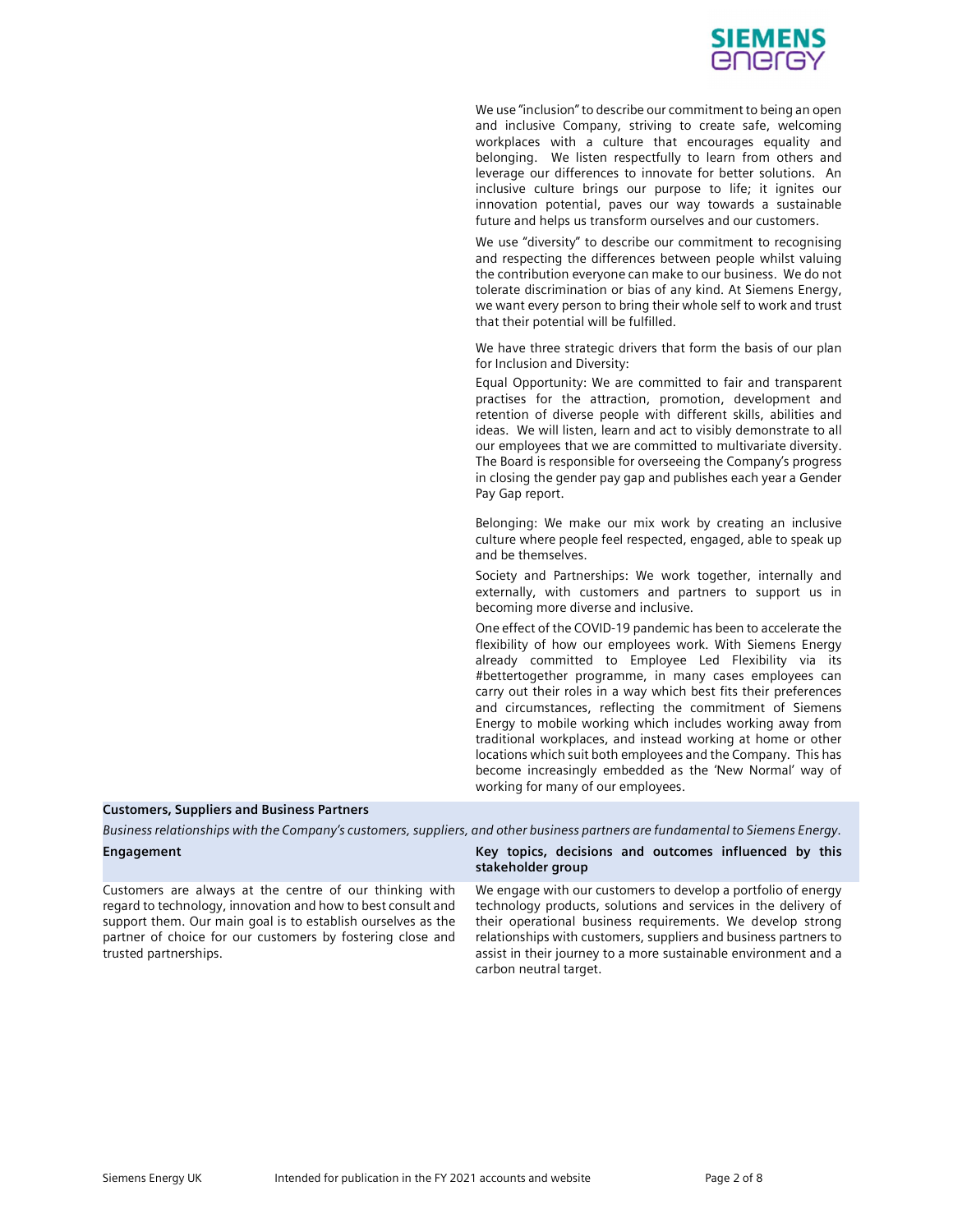We use "inclusion" to describe our commitment to being an open and inclusive Company, striving to create safe, welcoming workplaces with a culture that encourages equality and belonging. We listen respectfully to learn from others and leverage our differences to innovate for better solutions. An inclusive culture brings our purpose to life; it ignites our innovation potential, paves our way towards a sustainable future and helps us transform ourselves and our customers.

We use "diversity" to describe our commitment to recognising and respecting the differences between people whilst valuing the contribution everyone can make to our business. We do not tolerate discrimination or bias of any kind. At Siemens Energy, we want every person to bring their whole self to work and trust that their potential will be fulfilled.

We have three strategic drivers that form the basis of our plan for Inclusion and Diversity:

Equal Opportunity: We are committed to fair and transparent practises for the attraction, promotion, development and retention of diverse people with different skills, abilities and ideas. We will listen, learn and act to visibly demonstrate to all our employees that we are committed to multivariate diversity. The Board is responsible for overseeing the Company's progress in closing the gender pay gap and publishes each year a Gender Pay Gap report.

Belonging: We make our mix work by creating an inclusive culture where people feel respected, engaged, able to speak up and be themselves.

Society and Partnerships: We work together, internally and externally, with customers and partners to support us in becoming more diverse and inclusive.

One effect of the COVID-19 pandemic has been to accelerate the flexibility of how our employees work. With Siemens Energy already committed to Employee Led Flexibility via its #bettertogether programme, in many cases employees can carry out their roles in a way which best fits their preferences and circumstances, reflecting the commitment of Siemens Energy to mobile working which includes working away from traditional workplaces, and instead working at home or other locations which suit both employees and the Company. This has become increasingly embedded as the 'New Normal' way of working for many of our employees.

**Customers, Suppliers and Business Partners**

*Business relationships with the Company's customers, suppliers, and other business partners are fundamental to Siemens Energy.*

| **Engagement** | **Key topics, decisions and outcomes influenced by this stakeholder group** |
|---|---|
| Customers are always at the centre of our thinking with regard to technology, innovation and how to best consult and support them. Our main goal is to establish ourselves as the partner of choice for our customers by fostering close and trusted partnerships. | We engage with our customers to develop a portfolio of energy technology products, solutions and services in the delivery of their operational business requirements. We develop strong relationships with customers, suppliers and business partners to assist in their journey to a more sustainable environment and a carbon neutral target. |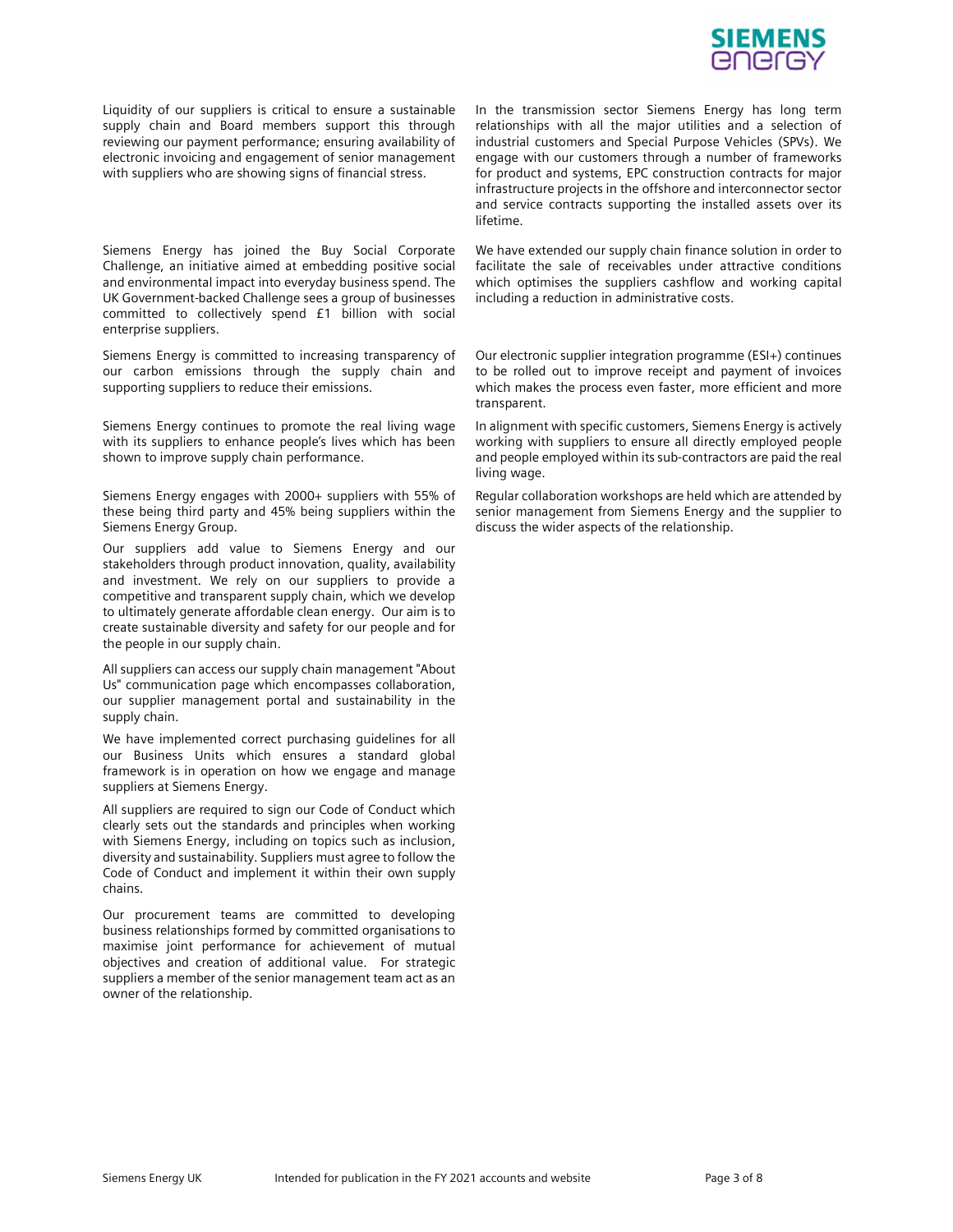Liquidity of our suppliers is critical to ensure a sustainable supply chain and Board members support this through reviewing our payment performance; ensuring availability of electronic invoicing and engagement of senior management with suppliers who are showing signs of financial stress.

Siemens Energy has joined the Buy Social Corporate Challenge, an initiative aimed at embedding positive social and environmental impact into everyday business spend. The UK Government-backed Challenge sees a group of businesses committed to collectively spend £1 billion with social enterprise suppliers.

Siemens Energy is committed to increasing transparency of our carbon emissions through the supply chain and supporting suppliers to reduce their emissions.

Siemens Energy continues to promote the real living wage with its suppliers to enhance people's lives which has been shown to improve supply chain performance.

Siemens Energy engages with 2000+ suppliers with 55% of these being third party and 45% being suppliers within the Siemens Energy Group.

Our suppliers add value to Siemens Energy and our stakeholders through product innovation, quality, availability and investment. We rely on our suppliers to provide a competitive and transparent supply chain, which we develop to ultimately generate affordable clean energy. Our aim is to create sustainable diversity and safety for our people and for the people in our supply chain.

All suppliers can access our supply chain management "About Us" communication page which encompasses collaboration, our supplier management portal and sustainability in the supply chain.

We have implemented correct purchasing guidelines for all our Business Units which ensures a standard global framework is in operation on how we engage and manage suppliers at Siemens Energy.

All suppliers are required to sign our Code of Conduct which clearly sets out the standards and principles when working with Siemens Energy, including on topics such as inclusion, diversity and sustainability. Suppliers must agree to follow the Code of Conduct and implement it within their own supply chains.

Our procurement teams are committed to developing business relationships formed by committed organisations to maximise joint performance for achievement of mutual objectives and creation of additional value. For strategic suppliers a member of the senior management team act as an owner of the relationship.

In the transmission sector Siemens Energy has long term relationships with all the major utilities and a selection of industrial customers and Special Purpose Vehicles (SPVs). We engage with our customers through a number of frameworks for product and systems, EPC construction contracts for major infrastructure projects in the offshore and interconnector sector and service contracts supporting the installed assets over its lifetime.

We have extended our supply chain finance solution in order to facilitate the sale of receivables under attractive conditions which optimises the suppliers cashflow and working capital including a reduction in administrative costs.

Our electronic supplier integration programme (ESI+) continues to be rolled out to improve receipt and payment of invoices which makes the process even faster, more efficient and more transparent.

In alignment with specific customers, Siemens Energy is actively working with suppliers to ensure all directly employed people and people employed within its sub-contractors are paid the real living wage.

Regular collaboration workshops are held which are attended by senior management from Siemens Energy and the supplier to discuss the wider aspects of the relationship.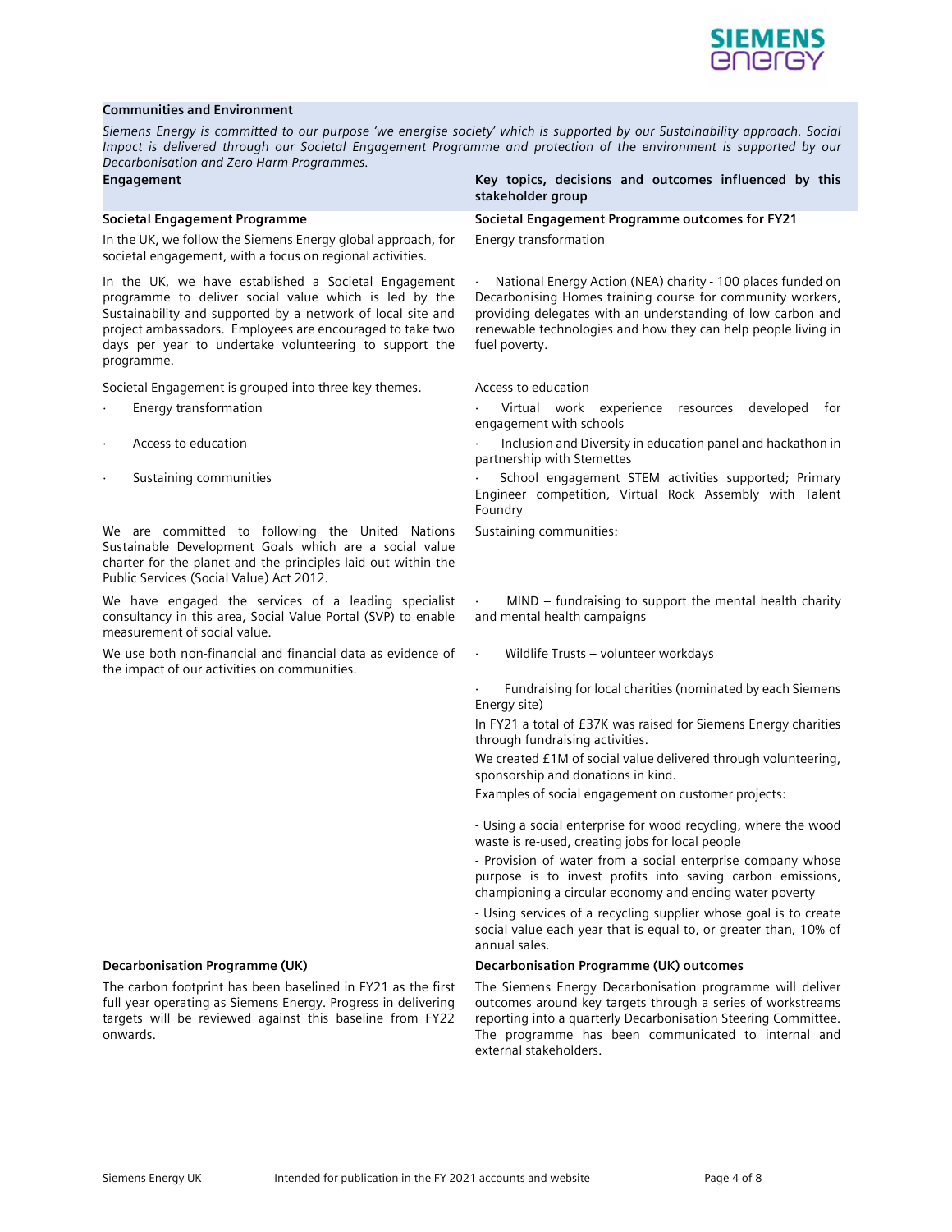### Communities and Environment

*Siemens Energy is committed to our purpose 'we energise society' which is supported by our Sustainability approach. Social Impact is delivered through our Societal Engagement Programme and protection of the environment is supported by our Decarbonisation and Zero Harm Programmes.*

| Engagement | Key topics, decisions and outcomes influenced by this stakeholder group |
|---|---|
| **Societal Engagement Programme** | **Societal Engagement Programme outcomes for FY21** |
| In the UK, we follow the Siemens Energy global approach, for societal engagement, with a focus on regional activities. | Energy transformation |
| In the UK, we have established a Societal Engagement programme to deliver social value which is led by the Sustainability and supported by a network of local site and project ambassadors. Employees are encouraged to take two days per year to undertake volunteering to support the programme. | · National Energy Action (NEA) charity - 100 places funded on Decarbonising Homes training course for community workers, providing delegates with an understanding of low carbon and renewable technologies and how they can help people living in fuel poverty. |
| Societal Engagement is grouped into three key themes. | Access to education |
| · Energy transformation | · Virtual work experience resources developed for engagement with schools |
| · Access to education | · Inclusion and Diversity in education panel and hackathon in partnership with Stemettes |
| · Sustaining communities | · School engagement STEM activities supported; Primary Engineer competition, Virtual Rock Assembly with Talent Foundry |
| We are committed to following the United Nations Sustainable Development Goals which are a social value charter for the planet and the principles laid out within the Public Services (Social Value) Act 2012. | Sustaining communities: |
| We have engaged the services of a leading specialist consultancy in this area, Social Value Portal (SVP) to enable measurement of social value. | · MIND – fundraising to support the mental health charity and mental health campaigns |
| We use both non-financial and financial data as evidence of the impact of our activities on communities. | · Wildlife Trusts – volunteer workdays |
| | · Fundraising for local charities (nominated by each Siemens Energy site)<br>In FY21 a total of £37K was raised for Siemens Energy charities through fundraising activities.<br>We created £1M of social value delivered through volunteering, sponsorship and donations in kind.<br>Examples of social engagement on customer projects:<br>- Using a social enterprise for wood recycling, where the wood waste is re-used, creating jobs for local people<br>- Provision of water from a social enterprise company whose purpose is to invest profits into saving carbon emissions, championing a circular economy and ending water poverty<br>- Using services of a recycling supplier whose goal is to create social value each year that is equal to, or greater than, 10% of annual sales. |
| **Decarbonisation Programme (UK)** | **Decarbonisation Programme (UK) outcomes** |
| The carbon footprint has been baselined in FY21 as the first full year operating as Siemens Energy. Progress in delivering targets will be reviewed against this baseline from FY22 onwards. | The Siemens Energy Decarbonisation programme will deliver outcomes around key targets through a series of workstreams reporting into a quarterly Decarbonisation Steering Committee. The programme has been communicated to internal and external stakeholders. |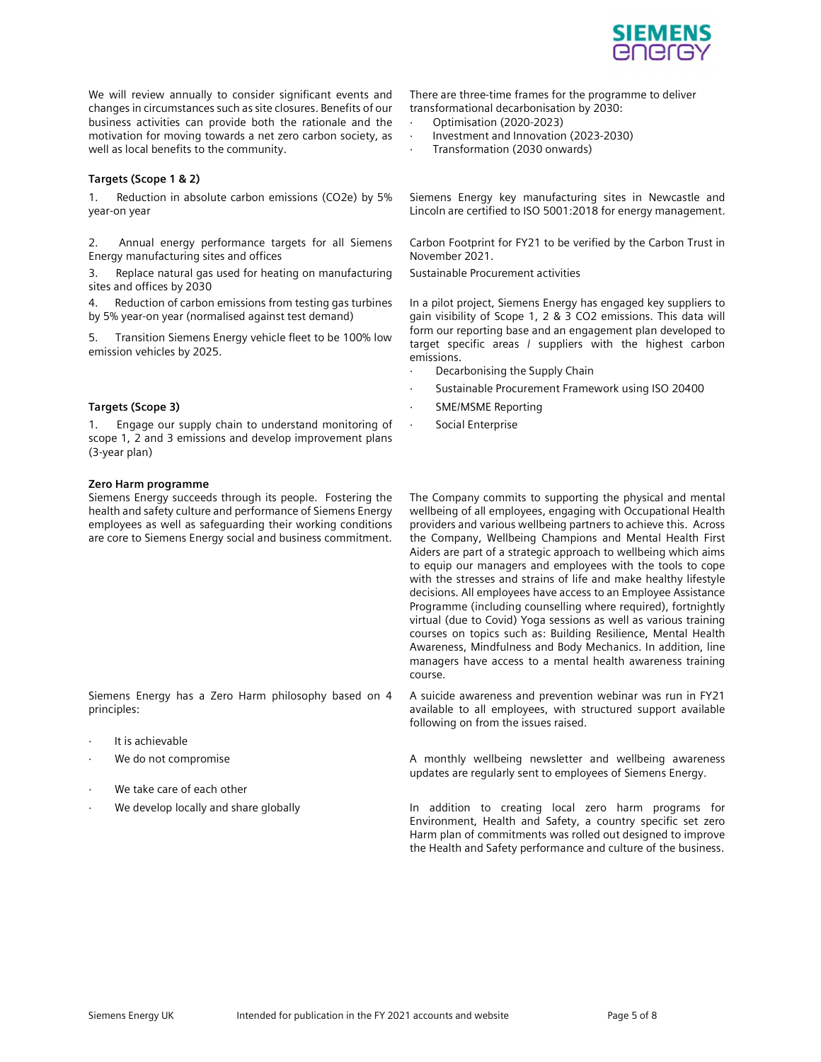We will review annually to consider significant events and changes in circumstances such as site closures. Benefits of our business activities can provide both the rationale and the motivation for moving towards a net zero carbon society, as well as local benefits to the community.

**Targets (Scope 1 & 2)**

1. Reduction in absolute carbon emissions (CO2e) by 5% year-on year
2. Annual energy performance targets for all Siemens Energy manufacturing sites and offices
3. Replace natural gas used for heating on manufacturing sites and offices by 2030
4. Reduction of carbon emissions from testing gas turbines by 5% year-on year (normalised against test demand)
5. Transition Siemens Energy vehicle fleet to be 100% low emission vehicles by 2025.

**Targets (Scope 3)**

1. Engage our supply chain to understand monitoring of scope 1, 2 and 3 emissions and develop improvement plans (3-year plan)

There are three-time frames for the programme to deliver transformational decarbonisation by 2030:

- Optimisation (2020-2023)
- Investment and Innovation (2023-2030)
- Transformation (2030 onwards)

Siemens Energy key manufacturing sites in Newcastle and Lincoln are certified to ISO 5001:2018 for energy management.

Carbon Footprint for FY21 to be verified by the Carbon Trust in November 2021.

Sustainable Procurement activities

In a pilot project, Siemens Energy has engaged key suppliers to gain visibility of Scope 1, 2 & 3 CO2 emissions. This data will form our reporting base and an engagement plan developed to target specific areas / suppliers with the highest carbon emissions.

- Decarbonising the Supply Chain
- Sustainable Procurement Framework using ISO 20400
- SME/MSME Reporting
- Social Enterprise

**Zero Harm programme**

Siemens Energy succeeds through its people. Fostering the health and safety culture and performance of Siemens Energy employees as well as safeguarding their working conditions are core to Siemens Energy social and business commitment.

Siemens Energy has a Zero Harm philosophy based on 4 principles:

- It is achievable
- We do not compromise
- We take care of each other
- We develop locally and share globally

The Company commits to supporting the physical and mental wellbeing of all employees, engaging with Occupational Health providers and various wellbeing partners to achieve this. Across the Company, Wellbeing Champions and Mental Health First Aiders are part of a strategic approach to wellbeing which aims to equip our managers and employees with the tools to cope with the stresses and strains of life and make healthy lifestyle decisions. All employees have access to an Employee Assistance Programme (including counselling where required), fortnightly virtual (due to Covid) Yoga sessions as well as various training courses on topics such as: Building Resilience, Mental Health Awareness, Mindfulness and Body Mechanics. In addition, line managers have access to a mental health awareness training course.

A suicide awareness and prevention webinar was run in FY21 available to all employees, with structured support available following on from the issues raised.

A monthly wellbeing newsletter and wellbeing awareness updates are regularly sent to employees of Siemens Energy.

In addition to creating local zero harm programs for Environment, Health and Safety, a country specific set zero Harm plan of commitments was rolled out designed to improve the Health and Safety performance and culture of the business.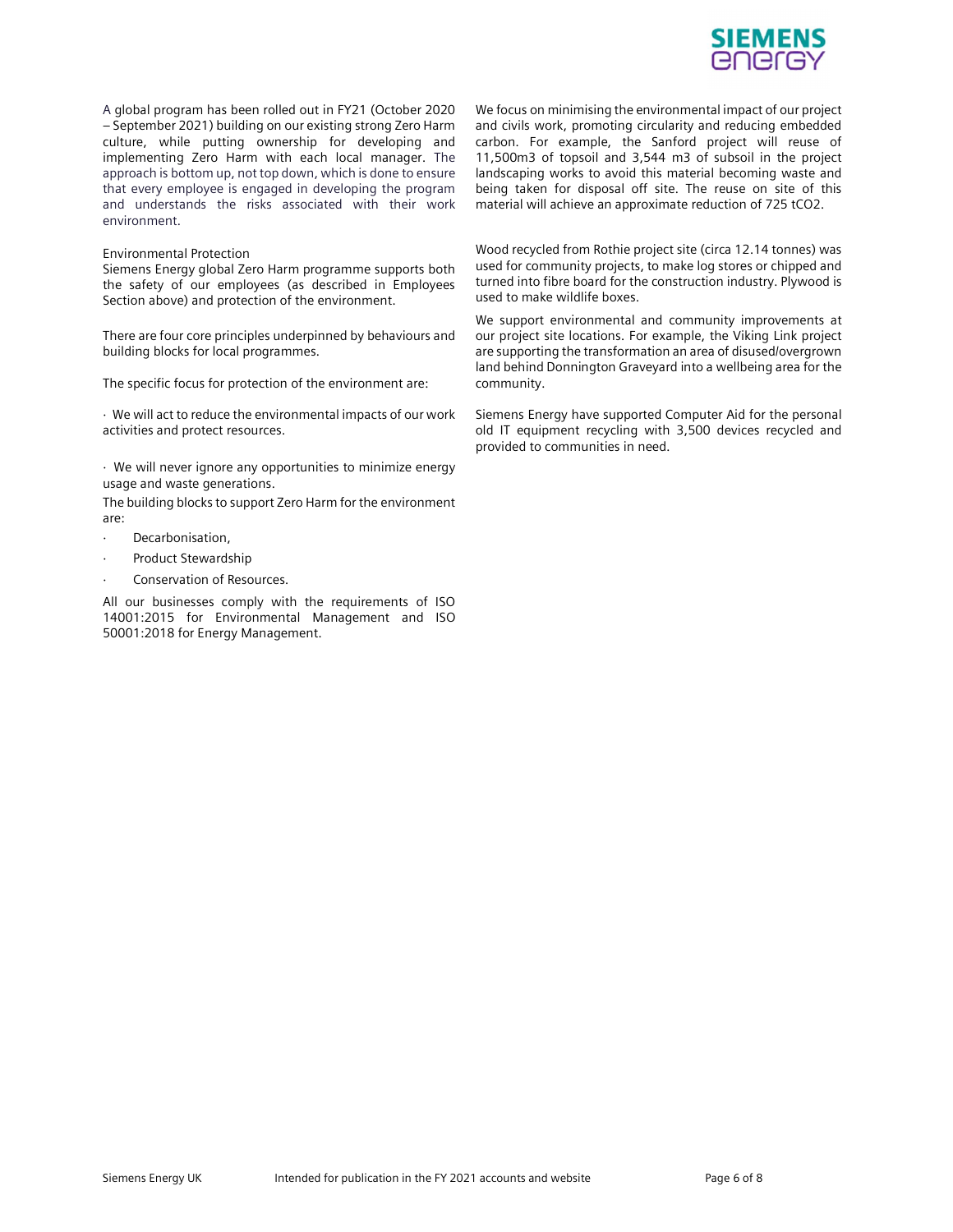A global program has been rolled out in FY21 (October 2020 – September 2021) building on our existing strong Zero Harm culture, while putting ownership for developing and implementing Zero Harm with each local manager. The approach is bottom up, not top down, which is done to ensure that every employee is engaged in developing the program and understands the risks associated with their work environment.

Environmental Protection

Siemens Energy global Zero Harm programme supports both the safety of our employees (as described in Employees Section above) and protection of the environment.

There are four core principles underpinned by behaviours and building blocks for local programmes.

The specific focus for protection of the environment are:

· We will act to reduce the environmental impacts of our work activities and protect resources.

· We will never ignore any opportunities to minimize energy usage and waste generations.

The building blocks to support Zero Harm for the environment are:

- Decarbonisation,
- Product Stewardship
- Conservation of Resources.

All our businesses comply with the requirements of ISO 14001:2015 for Environmental Management and ISO 50001:2018 for Energy Management.

We focus on minimising the environmental impact of our project and civils work, promoting circularity and reducing embedded carbon. For example, the Sanford project will reuse of 11,500m3 of topsoil and 3,544 m3 of subsoil in the project landscaping works to avoid this material becoming waste and being taken for disposal off site. The reuse on site of this material will achieve an approximate reduction of 725 $tCO_2$.

Wood recycled from Rothie project site (circa 12.14 tonnes) was used for community projects, to make log stores or chipped and turned into fibre board for the construction industry. Plywood is used to make wildlife boxes.

We support environmental and community improvements at our project site locations. For example, the Viking Link project are supporting the transformation an area of disused/overgrown land behind Donnington Graveyard into a wellbeing area for the community.

Siemens Energy have supported Computer Aid for the personal old IT equipment recycling with 3,500 devices recycled and provided to communities in need.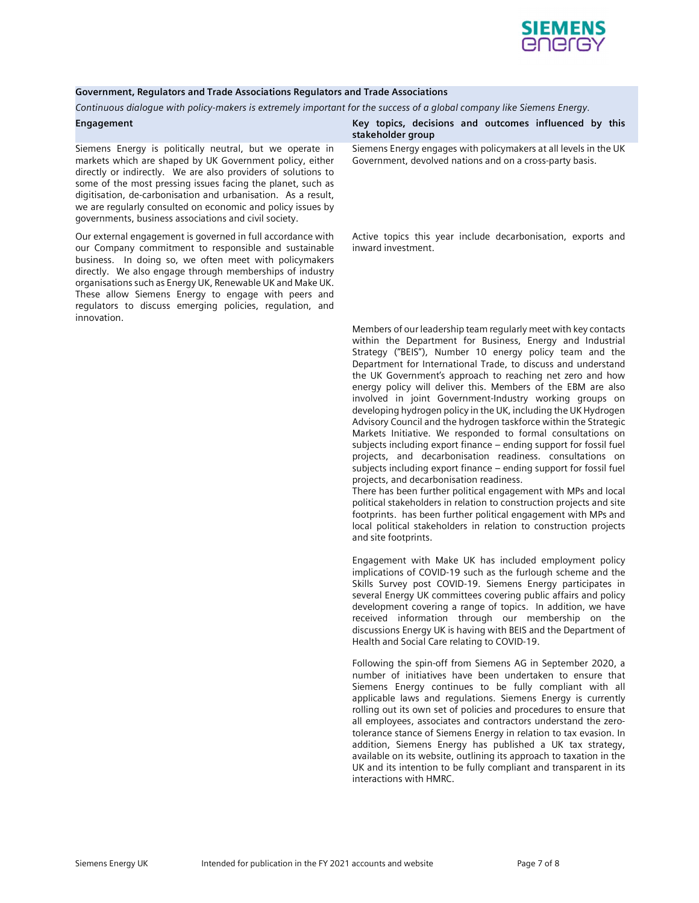**Government, Regulators and Trade Associations Regulators and Trade Associations**

*Continuous dialogue with policy-makers is extremely important for the success of a global company like Siemens Energy.*

| Engagement | Key topics, decisions and outcomes influenced by this stakeholder group |
|---|---|
| Siemens Energy is politically neutral, but we operate in markets which are shaped by UK Government policy, either directly or indirectly. We are also providers of solutions to some of the most pressing issues facing the planet, such as digitisation, de-carbonisation and urbanisation. As a result, we are regularly consulted on economic and policy issues by governments, business associations and civil society. | Siemens Energy engages with policymakers at all levels in the UK Government, devolved nations and on a cross-party basis. |
| Our external engagement is governed in full accordance with our Company commitment to responsible and sustainable business. In doing so, we often meet with policymakers directly. We also engage through memberships of industry organisations such as Energy UK, Renewable UK and Make UK. These allow Siemens Energy to engage with peers and regulators to discuss emerging policies, regulation, and innovation. | Active topics this year include decarbonisation, exports and inward investment. |
| | Members of our leadership team regularly meet with key contacts within the Department for Business, Energy and Industrial Strategy ("BEIS"), Number 10 energy policy team and the Department for International Trade, to discuss and understand the UK Government's approach to reaching net zero and how energy policy will deliver this. Members of the EBM are also involved in joint Government-Industry working groups on developing hydrogen policy in the UK, including the UK Hydrogen Advisory Council and the hydrogen taskforce within the Strategic Markets Initiative. We responded to formal consultations on subjects including export finance – ending support for fossil fuel projects, and decarbonisation readiness. consultations on subjects including export finance – ending support for fossil fuel projects, and decarbonisation readiness.<br>There has been further political engagement with MPs and local political stakeholders in relation to construction projects and site footprints. has been further political engagement with MPs and local political stakeholders in relation to construction projects and site footprints. |
| | Engagement with Make UK has included employment policy implications of COVID-19 such as the furlough scheme and the Skills Survey post COVID-19. Siemens Energy participates in several Energy UK committees covering public affairs and policy development covering a range of topics. In addition, we have received information through our membership on the discussions Energy UK is having with BEIS and the Department of Health and Social Care relating to COVID-19. |
| | Following the spin-off from Siemens AG in September 2020, a number of initiatives have been undertaken to ensure that Siemens Energy continues to be fully compliant with all applicable laws and regulations. Siemens Energy is currently rolling out its own set of policies and procedures to ensure that all employees, associates and contractors understand the zero-tolerance stance of Siemens Energy in relation to tax evasion. In addition, Siemens Energy has published a UK tax strategy, available on its website, outlining its approach to taxation in the UK and its intention to be fully compliant and transparent in its interactions with HMRC. |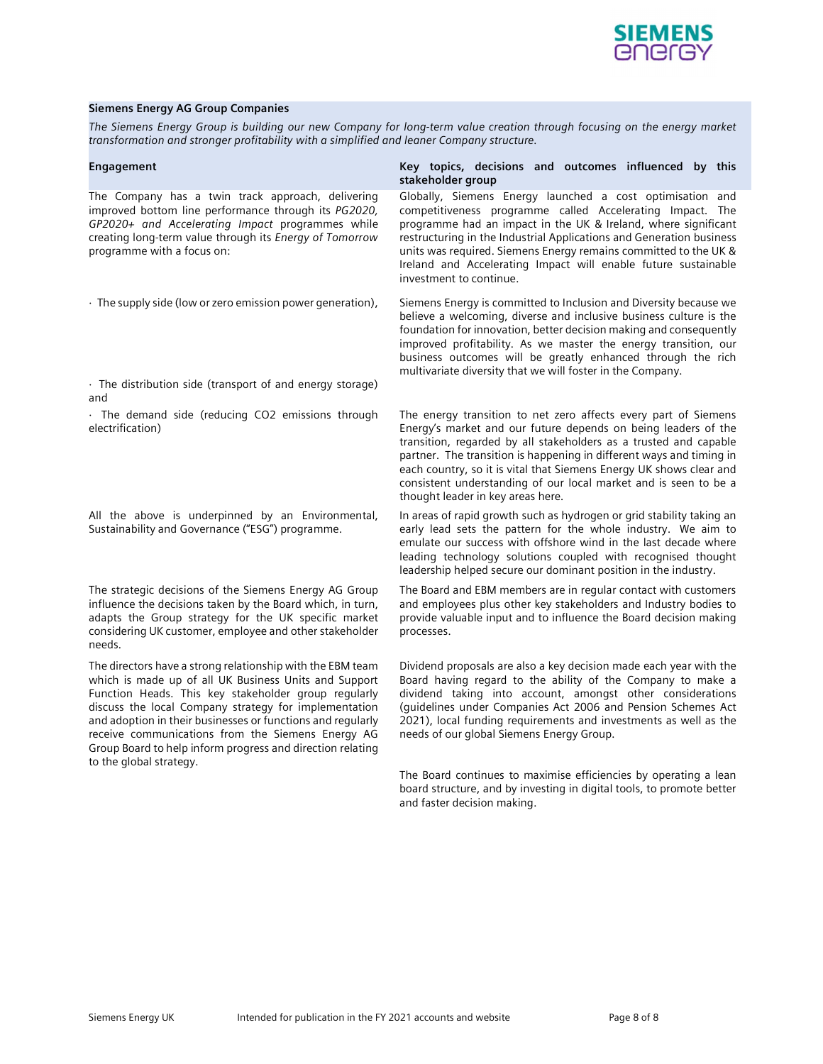**Siemens Energy AG Group Companies**

*The Siemens Energy Group is building our new Company for long-term value creation through focusing on the energy market transformation and stronger profitability with a simplified and leaner Company structure.*

| Engagement | Key topics, decisions and outcomes influenced by this stakeholder group |
|---|---|
| The Company has a twin track approach, delivering improved bottom line performance through its *PG2020, GP2020+ and Accelerating Impact* programmes while creating long-term value through its *Energy of Tomorrow* programme with a focus on: | Globally, Siemens Energy launched a cost optimisation and competitiveness programme called Accelerating Impact. The programme had an impact in the UK & Ireland, where significant restructuring in the Industrial Applications and Generation business units was required. Siemens Energy remains committed to the UK & Ireland and Accelerating Impact will enable future sustainable investment to continue. |
| · The supply side (low or zero emission power generation), | Siemens Energy is committed to Inclusion and Diversity because we believe a welcoming, diverse and inclusive business culture is the foundation for innovation, better decision making and consequently improved profitability. As we master the energy transition, our business outcomes will be greatly enhanced through the rich multivariate diversity that we will foster in the Company. |
| · The distribution side (transport of and energy storage) and | |
| · The demand side (reducing CO2 emissions through electrification) | The energy transition to net zero affects every part of Siemens Energy's market and our future depends on being leaders of the transition, regarded by all stakeholders as a trusted and capable partner. The transition is happening in different ways and timing in each country, so it is vital that Siemens Energy UK shows clear and consistent understanding of our local market and is seen to be a thought leader in key areas here. |
| All the above is underpinned by an Environmental, Sustainability and Governance ("ESG") programme. | In areas of rapid growth such as hydrogen or grid stability taking an early lead sets the pattern for the whole industry. We aim to emulate our success with offshore wind in the last decade where leading technology solutions coupled with recognised thought leadership helped secure our dominant position in the industry. |
| The strategic decisions of the Siemens Energy AG Group influence the decisions taken by the Board which, in turn, adapts the Group strategy for the UK specific market considering UK customer, employee and other stakeholder needs. | The Board and EBM members are in regular contact with customers and employees plus other key stakeholders and Industry bodies to provide valuable input and to influence the Board decision making processes. |
| The directors have a strong relationship with the EBM team which is made up of all UK Business Units and Support Function Heads. This key stakeholder group regularly discuss the local Company strategy for implementation and adoption in their businesses or functions and regularly receive communications from the Siemens Energy AG Group Board to help inform progress and direction relating to the global strategy. | Dividend proposals are also a key decision made each year with the Board having regard to the ability of the Company to make a dividend taking into account, amongst other considerations (guidelines under Companies Act 2006 and Pension Schemes Act 2021), local funding requirements and investments as well as the needs of our global Siemens Energy Group.<br><br>The Board continues to maximise efficiencies by operating a lean board structure, and by investing in digital tools, to promote better and faster decision making. |